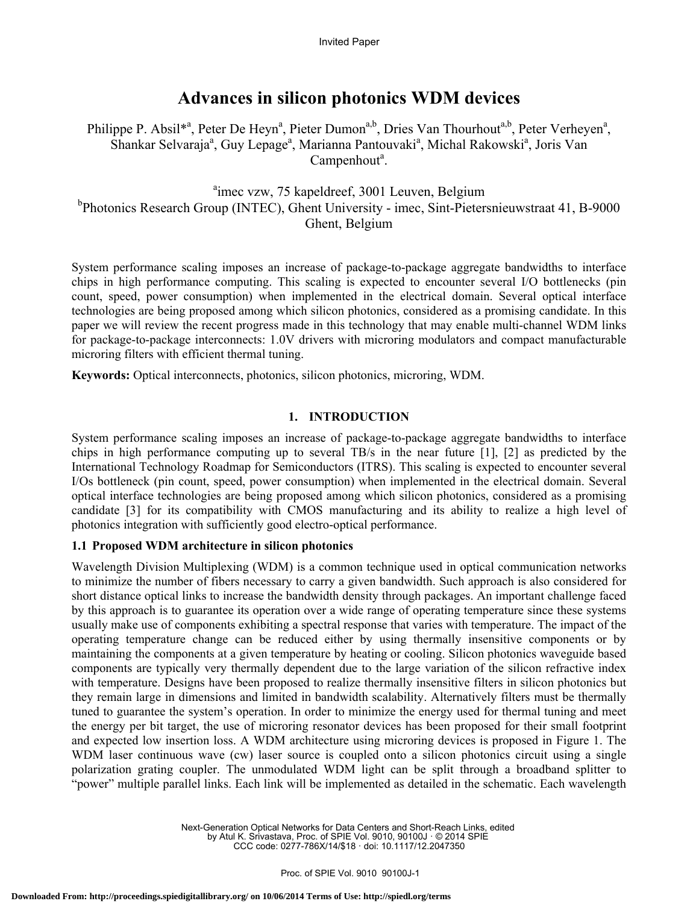Invited Paper

# Advances in silicon photonics WDM devices

Philippe P. Absil*[a], Peter De Heyn[a], Pieter Dumon[a,b], Dries Van Thourhout[a,b], Peter Verheyen[a], Shankar Selvaraja[a], Guy Lepage[a], Marianna Pantouvaki[a], Michal Rakowski[a], Joris Van Campenhout[a].

[a]imec vzw, 75 kapeldreef, 3001 Leuven, Belgium
[b]Photonics Research Group (INTEC), Ghent University - imec, Sint-Pietersnieuwstraat 41, B-9000 Ghent, Belgium

System performance scaling imposes an increase of package-to-package aggregate bandwidths to interface chips in high performance computing. This scaling is expected to encounter several I/O bottlenecks (pin count, speed, power consumption) when implemented in the electrical domain. Several optical interface technologies are being proposed among which silicon photonics, considered as a promising candidate. In this paper we will review the recent progress made in this technology that may enable multi-channel WDM links for package-to-package interconnects: 1.0V drivers with microring modulators and compact manufacturable microring filters with efficient thermal tuning.

**Keywords:** Optical interconnects, photonics, silicon photonics, microring, WDM.

## 1. INTRODUCTION

System performance scaling imposes an increase of package-to-package aggregate bandwidths to interface chips in high performance computing up to several TB/s in the near future [1], [2] as predicted by the International Technology Roadmap for Semiconductors (ITRS). This scaling is expected to encounter several I/Os bottleneck (pin count, speed, power consumption) when implemented in the electrical domain. Several optical interface technologies are being proposed among which silicon photonics, considered as a promising candidate [3] for its compatibility with CMOS manufacturing and its ability to realize a high level of photonics integration with sufficiently good electro-optical performance.

### 1.1 Proposed WDM architecture in silicon photonics

Wavelength Division Multiplexing (WDM) is a common technique used in optical communication networks to minimize the number of fibers necessary to carry a given bandwidth. Such approach is also considered for short distance optical links to increase the bandwidth density through packages. An important challenge faced by this approach is to guarantee its operation over a wide range of operating temperature since these systems usually make use of components exhibiting a spectral response that varies with temperature. The impact of the operating temperature change can be reduced either by using thermally insensitive components or by maintaining the components at a given temperature by heating or cooling. Silicon photonics waveguide based components are typically very thermally dependent due to the large variation of the silicon refractive index with temperature. Designs have been proposed to realize thermally insensitive filters in silicon photonics but they remain large in dimensions and limited in bandwidth scalability. Alternatively filters must be thermally tuned to guarantee the system's operation. In order to minimize the energy used for thermal tuning and meet the energy per bit target, the use of microring resonator devices has been proposed for their small footprint and expected low insertion loss. A WDM architecture using microring devices is proposed in Figure 1. The WDM laser continuous wave (cw) laser source is coupled onto a silicon photonics circuit using a single polarization grating coupler. The unmodulated WDM light can be split through a broadband splitter to "power" multiple parallel links. Each link will be implemented as detailed in the schematic. Each wavelength

Next-Generation Optical Networks for Data Centers and Short-Reach Links, edited by Atul K. Srivastava, Proc. of SPIE Vol. 9010, 90100J · © 2014 SPIE
CCC code: 0277-786X/14/$18 · doi: 10.1117/12.2047350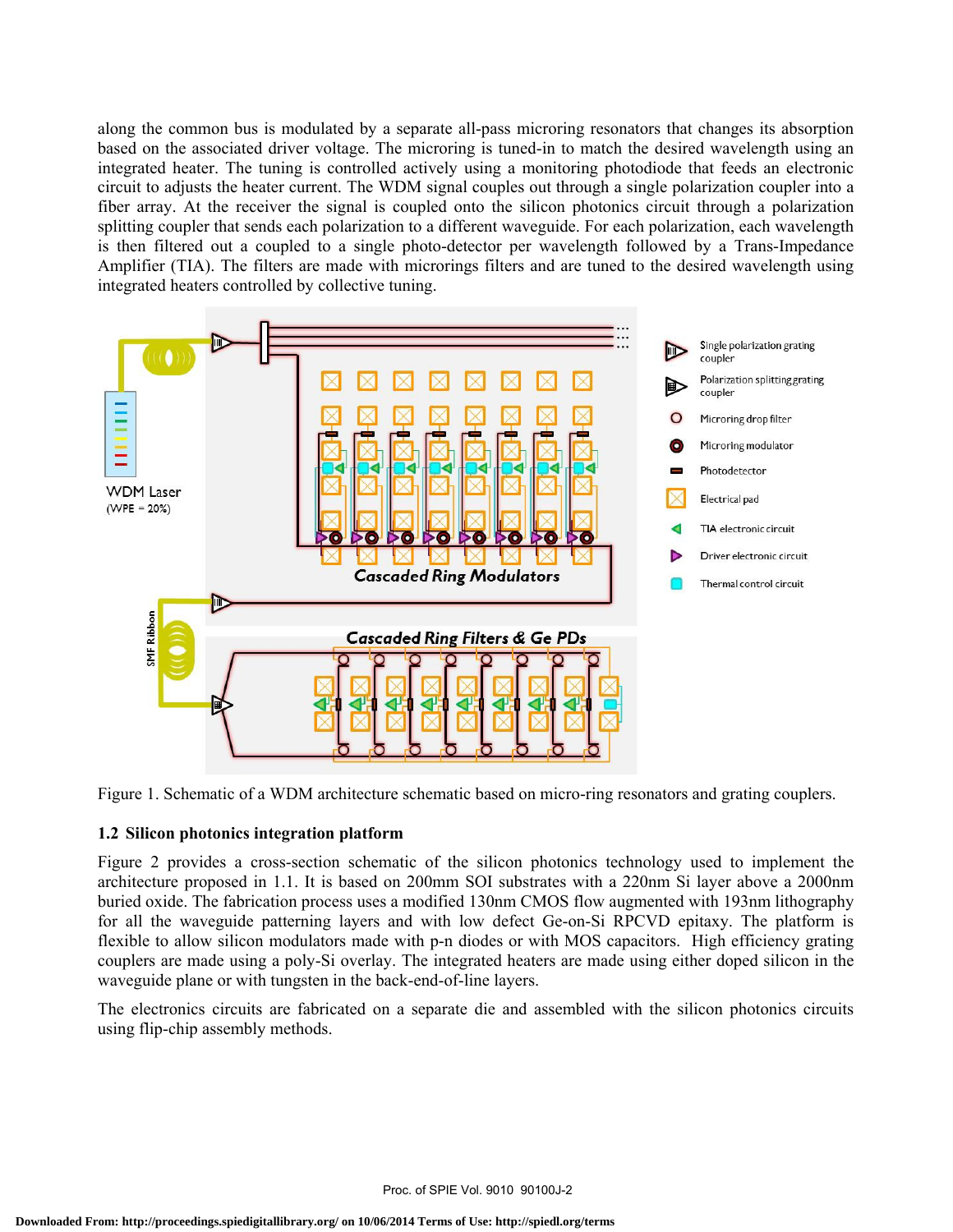along the common bus is modulated by a separate all-pass microring resonators that changes its absorption based on the associated driver voltage. The microring is tuned-in to match the desired wavelength using an integrated heater. The tuning is controlled actively using a monitoring photodiode that feeds an electronic circuit to adjusts the heater current. The WDM signal couples out through a single polarization coupler into a fiber array. At the receiver the signal is coupled onto the silicon photonics circuit through a polarization splitting coupler that sends each polarization to a different waveguide. For each polarization, each wavelength is then filtered out a coupled to a single photo-detector per wavelength followed by a Trans-Impedance Amplifier (TIA). The filters are made with microrings filters and are tuned to the desired wavelength using integrated heaters controlled by collective tuning.

Figure 1. Schematic of a WDM architecture schematic based on micro-ring resonators and grating couplers.

## 1.2 Silicon photonics integration platform

Figure 2 provides a cross-section schematic of the silicon photonics technology used to implement the architecture proposed in 1.1. It is based on 200mm SOI substrates with a 220nm Si layer above a 2000nm buried oxide. The fabrication process uses a modified 130nm CMOS flow augmented with 193nm lithography for all the waveguide patterning layers and with low defect Ge-on-Si RPCVD epitaxy. The platform is flexible to allow silicon modulators made with p-n diodes or with MOS capacitors. High efficiency grating couplers are made using a poly-Si overlay. The integrated heaters are made using either doped silicon in the waveguide plane or with tungsten in the back-end-of-line layers.

The electronics circuits are fabricated on a separate die and assembled with the silicon photonics circuits using flip-chip assembly methods.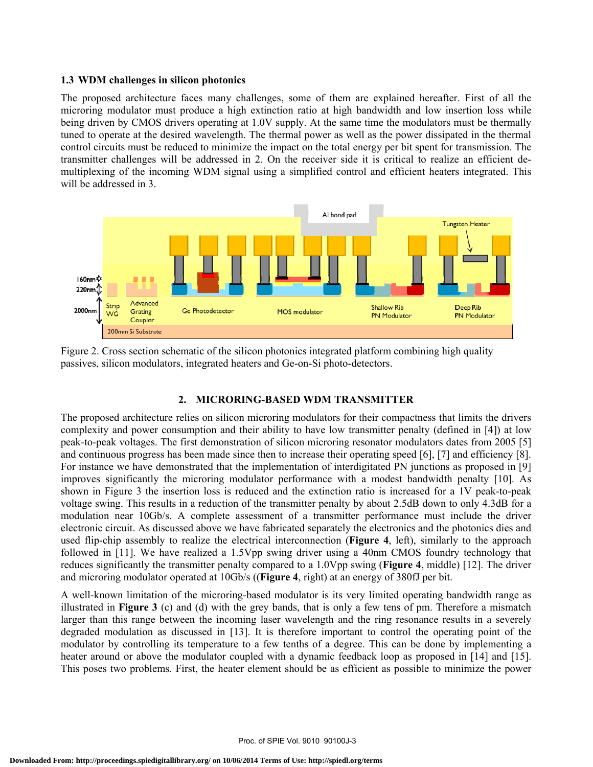### 1.3 WDM challenges in silicon photonics

The proposed architecture faces many challenges, some of them are explained hereafter. First of all the microring modulator must produce a high extinction ratio at high bandwidth and low insertion loss while being driven by CMOS drivers operating at 1.0V supply. At the same time the modulators must be thermally tuned to operate at the desired wavelength. The thermal power as well as the power dissipated in the thermal control circuits must be reduced to minimize the impact on the total energy per bit spent for transmission. The transmitter challenges will be addressed in 2. On the receiver side it is critical to realize an efficient de-multiplexing of the incoming WDM signal using a simplified control and efficient heaters integrated. This will be addressed in 3.

Figure 2. Cross section schematic of the silicon photonics integrated platform combining high quality passives, silicon modulators, integrated heaters and Ge-on-Si photo-detectors.

## 2. MICRORING-BASED WDM TRANSMITTER

The proposed architecture relies on silicon microring modulators for their compactness that limits the drivers complexity and power consumption and their ability to have low transmitter penalty (defined in [4]) at low peak-to-peak voltages. The first demonstration of silicon microring resonator modulators dates from 2005 [5] and continuous progress has been made since then to increase their operating speed [6], [7] and efficiency [8]. For instance we have demonstrated that the implementation of interdigitated PN junctions as proposed in [9] improves significantly the microring modulator performance with a modest bandwidth penalty [10]. As shown in Figure 3 the insertion loss is reduced and the extinction ratio is increased for a 1V peak-to-peak voltage swing. This results in a reduction of the transmitter penalty by about 2.5dB down to only 4.3dB for a modulation near 10Gb/s. A complete assessment of a transmitter performance must include the driver electronic circuit. As discussed above we have fabricated separately the electronics and the photonics dies and used flip-chip assembly to realize the electrical interconnection (**Figure 4**, left), similarly to the approach followed in [11]. We have realized a 1.5Vpp swing driver using a 40nm CMOS foundry technology that reduces significantly the transmitter penalty compared to a 1.0Vpp swing (**Figure 4**, middle) [12]. The driver and microring modulator operated at 10Gb/s ((**Figure 4**, right) at an energy of 380fJ per bit.

A well-known limitation of the microring-based modulator is its very limited operating bandwidth range as illustrated in **Figure 3** (c) and (d) with the grey bands, that is only a few tens of pm. Therefore a mismatch larger than this range between the incoming laser wavelength and the ring resonance results in a severely degraded modulation as discussed in [13]. It is therefore important to control the operating point of the modulator by controlling its temperature to a few tenths of a degree. This can be done by implementing a heater around or above the modulator coupled with a dynamic feedback loop as proposed in [14] and [15]. This poses two problems. First, the heater element should be as efficient as possible to minimize the power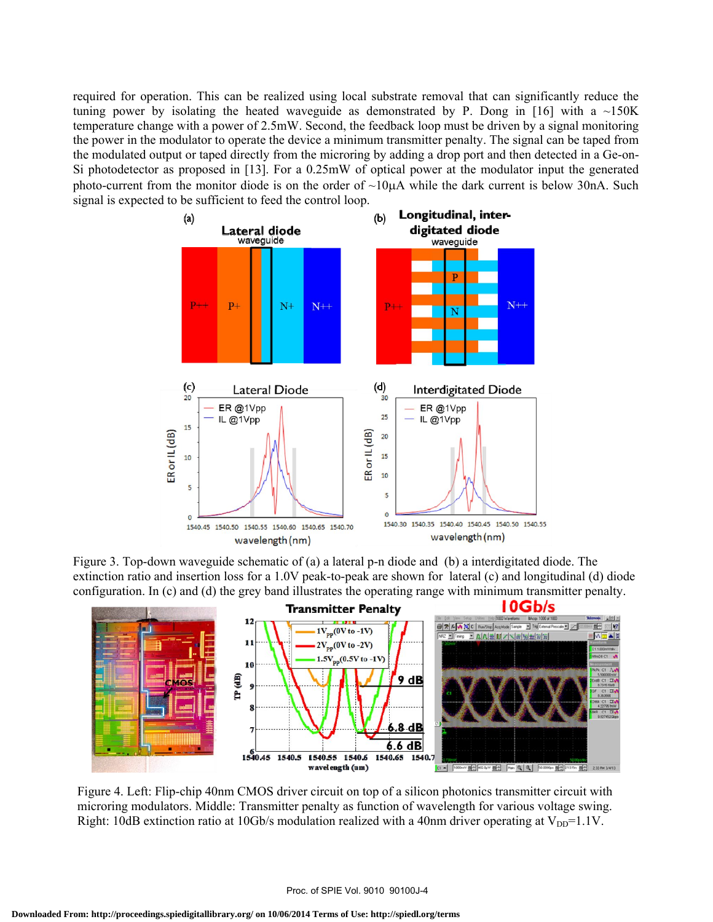required for operation. This can be realized using local substrate removal that can significantly reduce the tuning power by isolating the heated waveguide as demonstrated by P. Dong in [16] with a ~150K temperature change with a power of 2.5mW. Second, the feedback loop must be driven by a signal monitoring the power in the modulator to operate the device a minimum transmitter penalty. The signal can be taped from the modulated output or taped directly from the microring by adding a drop port and then detected in a Ge-on-Si photodetector as proposed in [13]. For a 0.25mW of optical power at the modulator input the generated photo-current from the monitor diode is on the order of ~10μA while the dark current is below 30nA. Such signal is expected to be sufficient to feed the control loop.

Figure 3. Top-down waveguide schematic of (a) a lateral p-n diode and (b) a interdigitated diode. The extinction ratio and insertion loss for a 1.0V peak-to-peak are shown for lateral (c) and longitudinal (d) diode configuration. In (c) and (d) the grey band illustrates the operating range with minimum transmitter penalty.

Figure 4. Left: Flip-chip 40nm CMOS driver circuit on top of a silicon photonics transmitter circuit with microring modulators. Middle: Transmitter penalty as function of wavelength for various voltage swing. Right: 10dB extinction ratio at 10Gb/s modulation realized with a 40nm driver operating at $V_{DD}$=1.1V.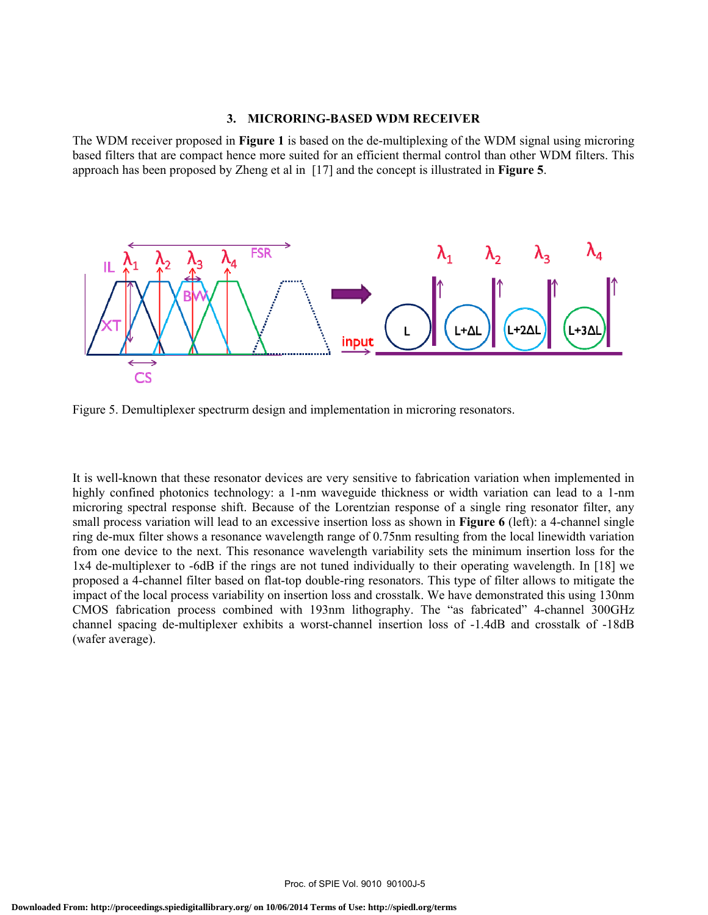## 3. MICRORING-BASED WDM RECEIVER

The WDM receiver proposed in **Figure 1** is based on the de-multiplexing of the WDM signal using microring based filters that are compact hence more suited for an efficient thermal control than other WDM filters. This approach has been proposed by Zheng et al in [17] and the concept is illustrated in **Figure 5**.

Figure 5. Demultiplexer spectrurm design and implementation in microring resonators.

It is well-known that these resonator devices are very sensitive to fabrication variation when implemented in highly confined photonics technology: a 1-nm waveguide thickness or width variation can lead to a 1-nm microring spectral response shift. Because of the Lorentzian response of a single ring resonator filter, any small process variation will lead to an excessive insertion loss as shown in **Figure 6** (left): a 4-channel single ring de-mux filter shows a resonance wavelength range of 0.75nm resulting from the local linewidth variation from one device to the next. This resonance wavelength variability sets the minimum insertion loss for the 1x4 de-multiplexer to -6dB if the rings are not tuned individually to their operating wavelength. In [18] we proposed a 4-channel filter based on flat-top double-ring resonators. This type of filter allows to mitigate the impact of the local process variability on insertion loss and crosstalk. We have demonstrated this using 130nm CMOS fabrication process combined with 193nm lithography. The "as fabricated" 4-channel 300GHz channel spacing de-multiplexer exhibits a worst-channel insertion loss of -1.4dB and crosstalk of -18dB (wafer average).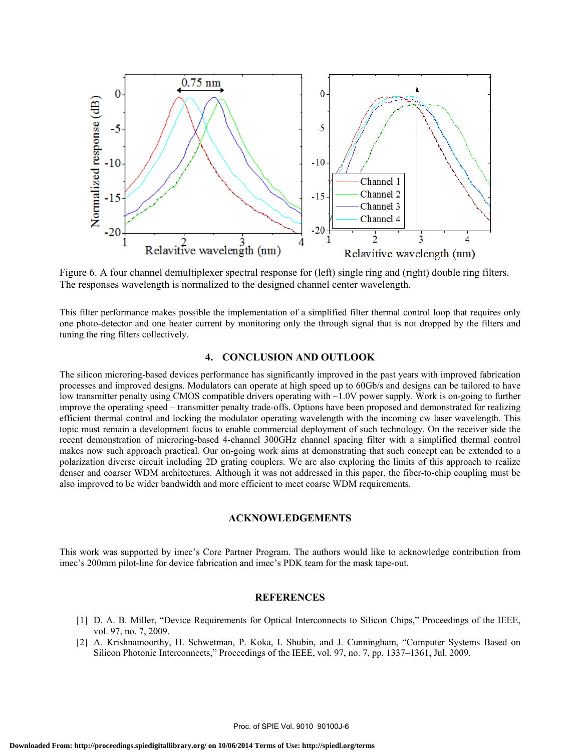Figure 6. A four channel demultiplexer spectral response for (left) single ring and (right) double ring filters. The responses wavelength is normalized to the designed channel center wavelength.

This filter performance makes possible the implementation of a simplified filter thermal control loop that requires only one photo-detector and one heater current by monitoring only the through signal that is not dropped by the filters and tuning the ring filters collectively.

## 4. CONCLUSION AND OUTLOOK

The silicon microring-based devices performance has significantly improved in the past years with improved fabrication processes and improved designs. Modulators can operate at high speed up to 60Gb/s and designs can be tailored to have low transmitter penalty using CMOS compatible drivers operating with ~1.0V power supply. Work is on-going to further improve the operating speed – transmitter penalty trade-offs. Options have been proposed and demonstrated for realizing efficient thermal control and locking the modulator operating wavelength with the incoming cw laser wavelength. This topic must remain a development focus to enable commercial deployment of such technology. On the receiver side the recent demonstration of microring-based 4-channel 300GHz channel spacing filter with a simplified thermal control makes now such approach practical. Our on-going work aims at demonstrating that such concept can be extended to a polarization diverse circuit including 2D grating couplers. We are also exploring the limits of this approach to realize denser and coarser WDM architectures. Although it was not addressed in this paper, the fiber-to-chip coupling must be also improved to be wider bandwidth and more efficient to meet coarse WDM requirements.

## ACKNOWLEDGEMENTS

This work was supported by imec's Core Partner Program. The authors would like to acknowledge contribution from imec's 200mm pilot-line for device fabrication and imec's PDK team for the mask tape-out.

## REFERENCES

[1] D. A. B. Miller, "Device Requirements for Optical Interconnects to Silicon Chips," Proceedings of the IEEE, vol. 97, no. 7, 2009.

[2] A. Krishnamoorthy, H. Schwetman, P. Koka, I. Shubin, and J. Cunningham, "Computer Systems Based on Silicon Photonic Interconnects," Proceedings of the IEEE, vol. 97, no. 7, pp. 1337–1361, Jul. 2009.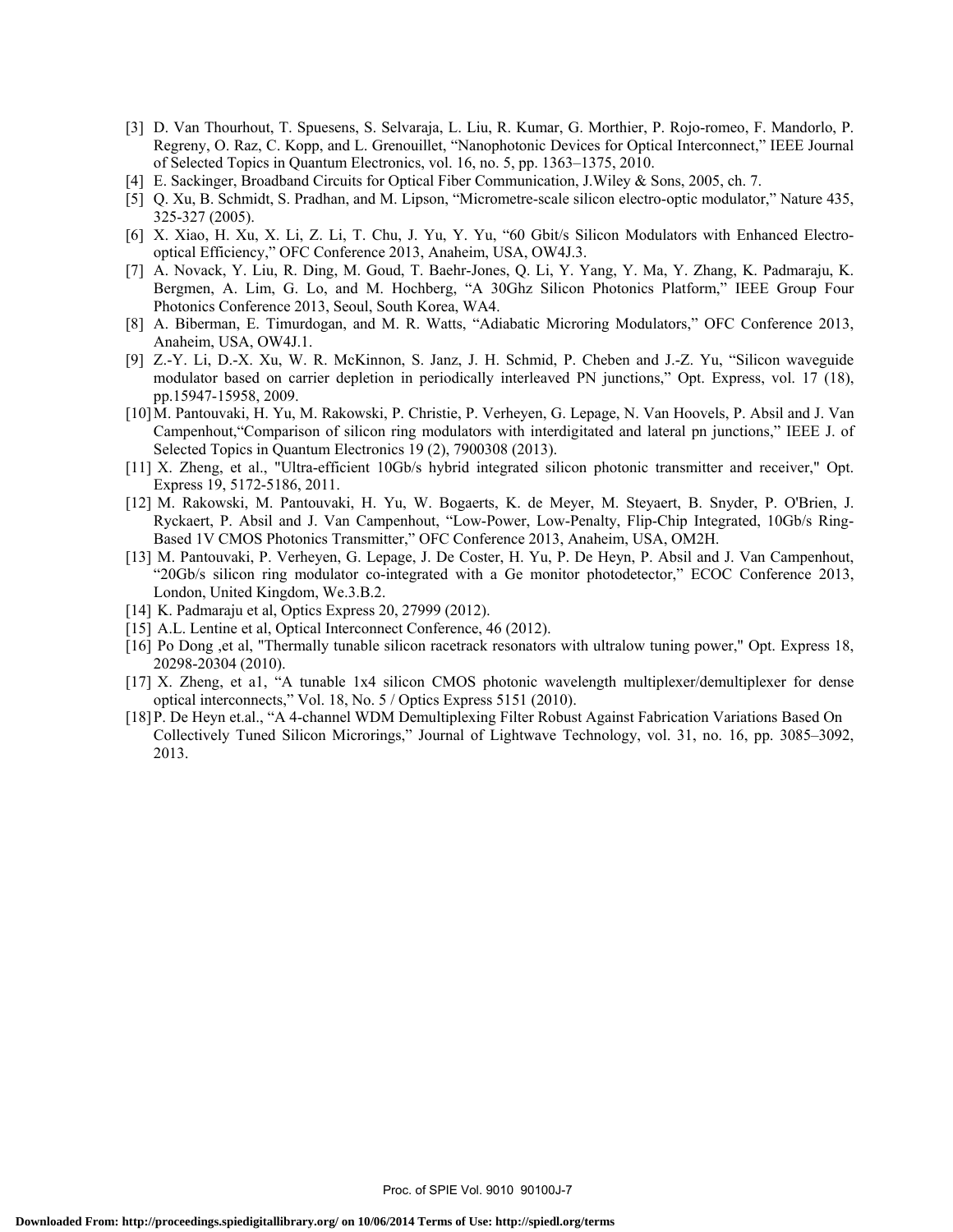[3] D. Van Thourhout, T. Spuesens, S. Selvaraja, L. Liu, R. Kumar, G. Morthier, P. Rojo-romeo, F. Mandorlo, P. Regreny, O. Raz, C. Kopp, and L. Grenouillet, "Nanophotonic Devices for Optical Interconnect," IEEE Journal of Selected Topics in Quantum Electronics, vol. 16, no. 5, pp. 1363–1375, 2010.

[4] E. Sackinger, Broadband Circuits for Optical Fiber Communication, J.Wiley & Sons, 2005, ch. 7.

[5] Q. Xu, B. Schmidt, S. Pradhan, and M. Lipson, "Micrometre-scale silicon electro-optic modulator," Nature 435, 325-327 (2005).

[6] X. Xiao, H. Xu, X. Li, Z. Li, T. Chu, J. Yu, Y. Yu, "60 Gbit/s Silicon Modulators with Enhanced Electro-optical Efficiency," OFC Conference 2013, Anaheim, USA, OW4J.3.

[7] A. Novack, Y. Liu, R. Ding, M. Goud, T. Baehr-Jones, Q. Li, Y. Yang, Y. Ma, Y. Zhang, K. Padmaraju, K. Bergmen, A. Lim, G. Lo, and M. Hochberg, "A 30Ghz Silicon Photonics Platform," IEEE Group Four Photonics Conference 2013, Seoul, South Korea, WA4.

[8] A. Biberman, E. Timurdogan, and M. R. Watts, "Adiabatic Microring Modulators," OFC Conference 2013, Anaheim, USA, OW4J.1.

[9] Z.-Y. Li, D.-X. Xu, W. R. McKinnon, S. Janz, J. H. Schmid, P. Cheben and J.-Z. Yu, "Silicon waveguide modulator based on carrier depletion in periodically interleaved PN junctions," Opt. Express, vol. 17 (18), pp.15947-15958, 2009.

[10] M. Pantouvaki, H. Yu, M. Rakowski, P. Christie, P. Verheyen, G. Lepage, N. Van Hoovels, P. Absil and J. Van Campenhout,"Comparison of silicon ring modulators with interdigitated and lateral pn junctions," IEEE J. of Selected Topics in Quantum Electronics 19 (2), 7900308 (2013).

[11] X. Zheng, et al., "Ultra-efficient 10Gb/s hybrid integrated silicon photonic transmitter and receiver," Opt. Express 19, 5172-5186, 2011.

[12] M. Rakowski, M. Pantouvaki, H. Yu, W. Bogaerts, K. de Meyer, M. Steyaert, B. Snyder, P. O'Brien, J. Ryckaert, P. Absil and J. Van Campenhout, "Low-Power, Low-Penalty, Flip-Chip Integrated, 10Gb/s Ring-Based 1V CMOS Photonics Transmitter," OFC Conference 2013, Anaheim, USA, OM2H.

[13] M. Pantouvaki, P. Verheyen, G. Lepage, J. De Coster, H. Yu, P. De Heyn, P. Absil and J. Van Campenhout, "20Gb/s silicon ring modulator co-integrated with a Ge monitor photodetector," ECOC Conference 2013, London, United Kingdom, We.3.B.2.

[14] K. Padmaraju et al, Optics Express 20, 27999 (2012).

[15] A.L. Lentine et al, Optical Interconnect Conference, 46 (2012).

[16] Po Dong ,et al, "Thermally tunable silicon racetrack resonators with ultralow tuning power," Opt. Express 18, 20298-20304 (2010).

[17] X. Zheng, et a1, "A tunable 1x4 silicon CMOS photonic wavelength multiplexer/demultiplexer for dense optical interconnects," Vol. 18, No. 5 / Optics Express 5151 (2010).

[18] P. De Heyn et.al., "A 4-channel WDM Demultiplexing Filter Robust Against Fabrication Variations Based On Collectively Tuned Silicon Microrings," Journal of Lightwave Technology, vol. 31, no. 16, pp. 3085–3092, 2013.